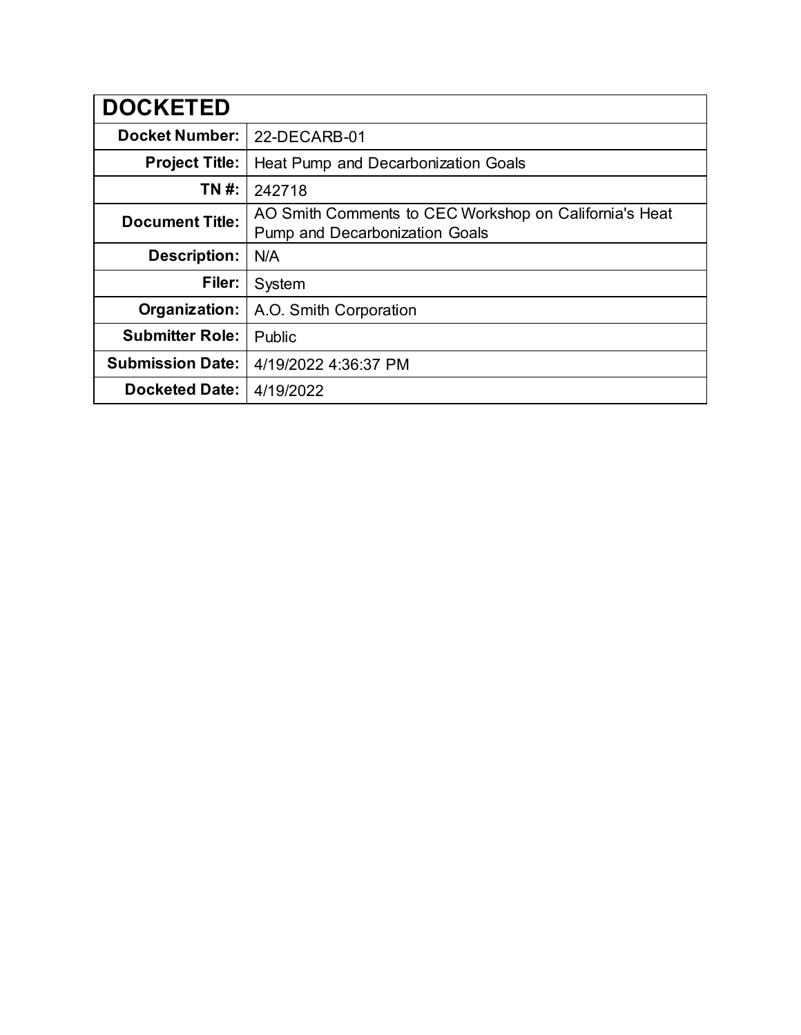| DOCKETED | |
|---|---|
| **Docket Number:** | 22-DECARB-01 |
| **Project Title:** | Heat Pump and Decarbonization Goals |
| **TN #:** | 242718 |
| **Document Title:** | AO Smith Comments to CEC Workshop on California's Heat Pump and Decarbonization Goals |
| **Description:** | N/A |
| **Filer:** | System |
| **Organization:** | A.O. Smith Corporation |
| **Submitter Role:** | Public |
| **Submission Date:** | 4/19/2022 4:36:37 PM |
| **Docketed Date:** | 4/19/2022 |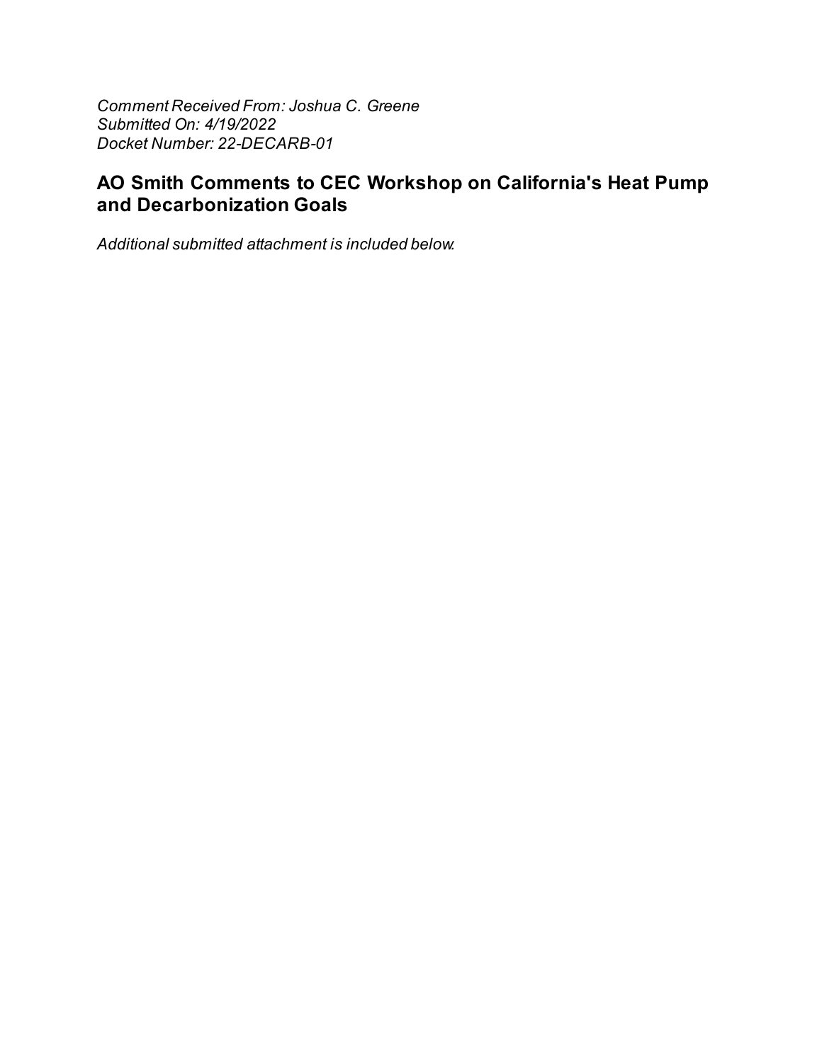*Comment Received From: Joshua C. Greene*
*Submitted On: 4/19/2022*
*Docket Number: 22-DECARB-01*

## AO Smith Comments to CEC Workshop on California's Heat Pump and Decarbonization Goals

*Additional submitted attachment is included below.*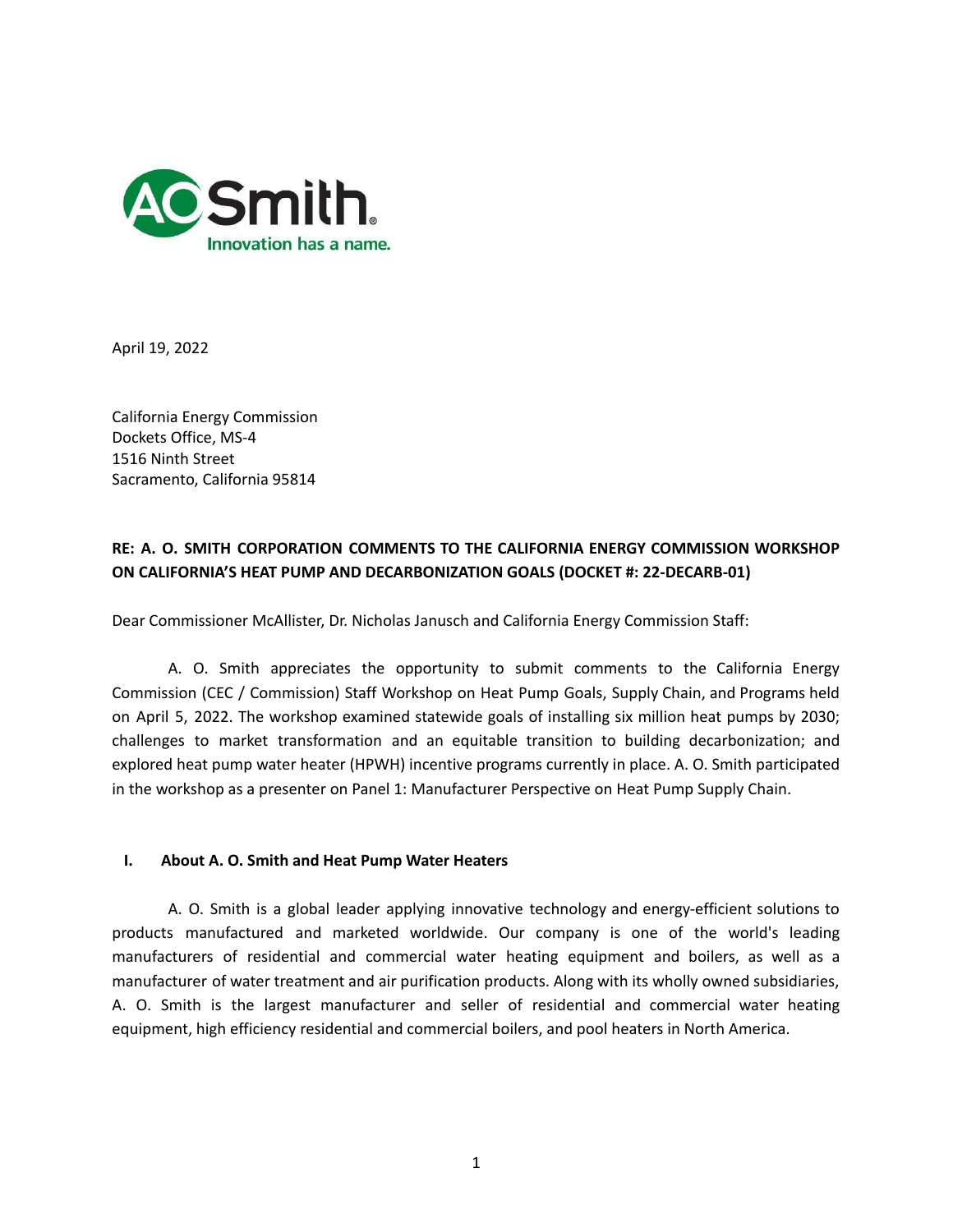April 19, 2022

California Energy Commission
Dockets Office, MS-4
1516 Ninth Street
Sacramento, California 95814

**RE: A. O. SMITH CORPORATION COMMENTS TO THE CALIFORNIA ENERGY COMMISSION WORKSHOP ON CALIFORNIA'S HEAT PUMP AND DECARBONIZATION GOALS (DOCKET #: 22-DECARB-01)**

Dear Commissioner McAllister, Dr. Nicholas Janusch and California Energy Commission Staff:

A. O. Smith appreciates the opportunity to submit comments to the California Energy Commission (CEC / Commission) Staff Workshop on Heat Pump Goals, Supply Chain, and Programs held on April 5, 2022. The workshop examined statewide goals of installing six million heat pumps by 2030; challenges to market transformation and an equitable transition to building decarbonization; and explored heat pump water heater (HPWH) incentive programs currently in place. A. O. Smith participated in the workshop as a presenter on Panel 1: Manufacturer Perspective on Heat Pump Supply Chain.

## I. About A. O. Smith and Heat Pump Water Heaters

A. O. Smith is a global leader applying innovative technology and energy-efficient solutions to products manufactured and marketed worldwide. Our company is one of the world's leading manufacturers of residential and commercial water heating equipment and boilers, as well as a manufacturer of water treatment and air purification products. Along with its wholly owned subsidiaries, A. O. Smith is the largest manufacturer and seller of residential and commercial water heating equipment, high efficiency residential and commercial boilers, and pool heaters in North America.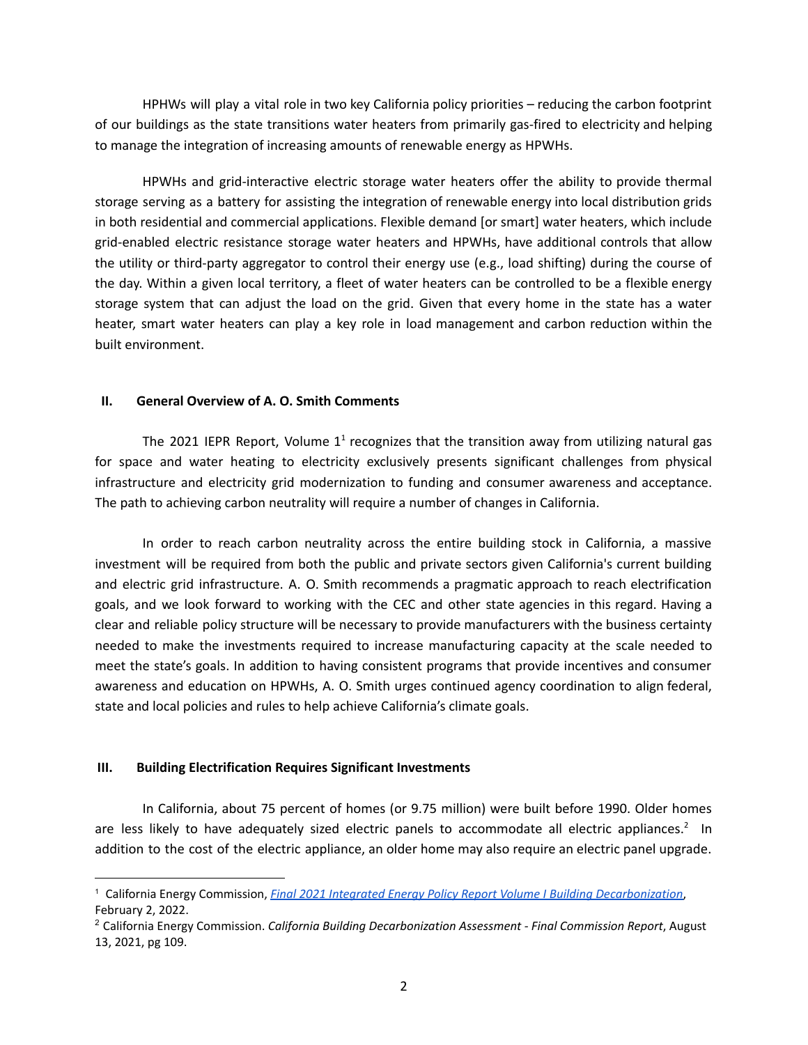HPHWs will play a vital role in two key California policy priorities – reducing the carbon footprint of our buildings as the state transitions water heaters from primarily gas-fired to electricity and helping to manage the integration of increasing amounts of renewable energy as HPWHs.

HPWHs and grid-interactive electric storage water heaters offer the ability to provide thermal storage serving as a battery for assisting the integration of renewable energy into local distribution grids in both residential and commercial applications. Flexible demand [or smart] water heaters, which include grid-enabled electric resistance storage water heaters and HPWHs, have additional controls that allow the utility or third-party aggregator to control their energy use (e.g., load shifting) during the course of the day. Within a given local territory, a fleet of water heaters can be controlled to be a flexible energy storage system that can adjust the load on the grid. Given that every home in the state has a water heater, smart water heaters can play a key role in load management and carbon reduction within the built environment.

## II. General Overview of A. O. Smith Comments

The 2021 IEPR Report, Volume 1[1] recognizes that the transition away from utilizing natural gas for space and water heating to electricity exclusively presents significant challenges from physical infrastructure and electricity grid modernization to funding and consumer awareness and acceptance. The path to achieving carbon neutrality will require a number of changes in California.

In order to reach carbon neutrality across the entire building stock in California, a massive investment will be required from both the public and private sectors given California's current building and electric grid infrastructure. A. O. Smith recommends a pragmatic approach to reach electrification goals, and we look forward to working with the CEC and other state agencies in this regard. Having a clear and reliable policy structure will be necessary to provide manufacturers with the business certainty needed to make the investments required to increase manufacturing capacity at the scale needed to meet the state's goals. In addition to having consistent programs that provide incentives and consumer awareness and education on HPWHs, A. O. Smith urges continued agency coordination to align federal, state and local policies and rules to help achieve California's climate goals.

## III. Building Electrification Requires Significant Investments

In California, about 75 percent of homes (or 9.75 million) were built before 1990. Older homes are less likely to have adequately sized electric panels to accommodate all electric appliances.[2] In addition to the cost of the electric appliance, an older home may also require an electric panel upgrade.

---

[1] California Energy Commission, *Final 2021 Integrated Energy Policy Report Volume I Building Decarbonization*, February 2, 2022.

[2] California Energy Commission. *California Building Decarbonization Assessment - Final Commission Report*, August 13, 2021, pg 109.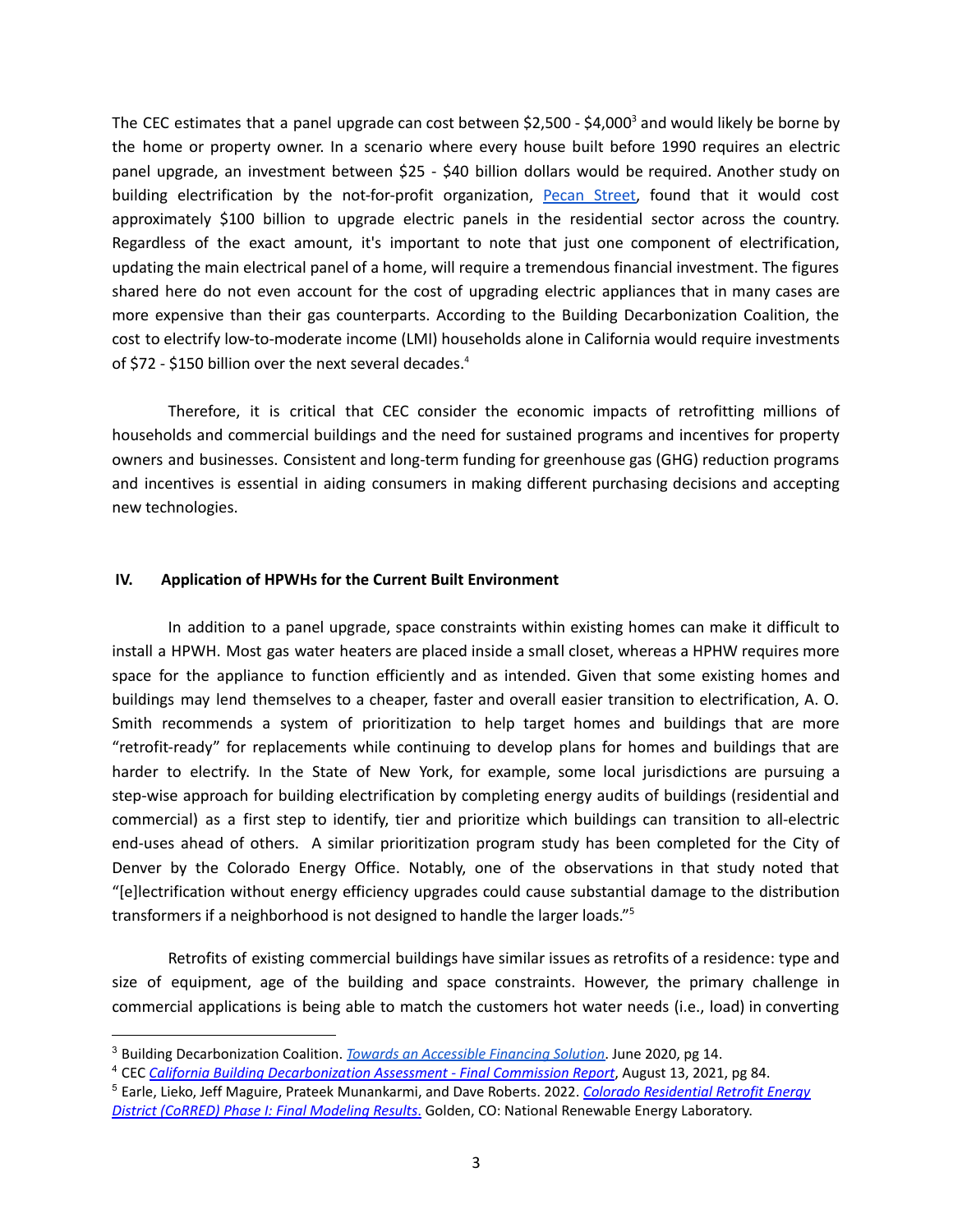The CEC estimates that a panel upgrade can cost between $2,500 - $4,000[3] and would likely be borne by the home or property owner. In a scenario where every house built before 1990 requires an electric panel upgrade, an investment between $25 - $40 billion dollars would be required. Another study on building electrification by the not-for-profit organization, [Pecan Street](), found that it would cost approximately $100 billion to upgrade electric panels in the residential sector across the country. Regardless of the exact amount, it's important to note that just one component of electrification, updating the main electrical panel of a home, will require a tremendous financial investment. The figures shared here do not even account for the cost of upgrading electric appliances that in many cases are more expensive than their gas counterparts. According to the Building Decarbonization Coalition, the cost to electrify low-to-moderate income (LMI) households alone in California would require investments of $72 - $150 billion over the next several decades.[4]

Therefore, it is critical that CEC consider the economic impacts of retrofitting millions of households and commercial buildings and the need for sustained programs and incentives for property owners and businesses. Consistent and long-term funding for greenhouse gas (GHG) reduction programs and incentives is essential in aiding consumers in making different purchasing decisions and accepting new technologies.

## IV. Application of HPWHs for the Current Built Environment

In addition to a panel upgrade, space constraints within existing homes can make it difficult to install a HPWH. Most gas water heaters are placed inside a small closet, whereas a HPHW requires more space for the appliance to function efficiently and as intended. Given that some existing homes and buildings may lend themselves to a cheaper, faster and overall easier transition to electrification, A. O. Smith recommends a system of prioritization to help target homes and buildings that are more "retrofit-ready" for replacements while continuing to develop plans for homes and buildings that are harder to electrify. In the State of New York, for example, some local jurisdictions are pursuing a step-wise approach for building electrification by completing energy audits of buildings (residential and commercial) as a first step to identify, tier and prioritize which buildings can transition to all-electric end-uses ahead of others. A similar prioritization program study has been completed for the City of Denver by the Colorado Energy Office. Notably, one of the observations in that study noted that "[e]lectrification without energy efficiency upgrades could cause substantial damage to the distribution transformers if a neighborhood is not designed to handle the larger loads."[5]

Retrofits of existing commercial buildings have similar issues as retrofits of a residence: type and size of equipment, age of the building and space constraints. However, the primary challenge in commercial applications is being able to match the customers hot water needs (i.e., load) in converting

---

[3] Building Decarbonization Coalition. *Towards an Accessible Financing Solution*. June 2020, pg 14.

[4] CEC *California Building Decarbonization Assessment - Final Commission Report*, August 13, 2021, pg 84.

[5] Earle, Lieko, Jeff Maguire, Prateek Munankarmi, and Dave Roberts. 2022. *Colorado Residential Retrofit Energy District (CoRRED) Phase I: Final Modeling Results.* Golden, CO: National Renewable Energy Laboratory.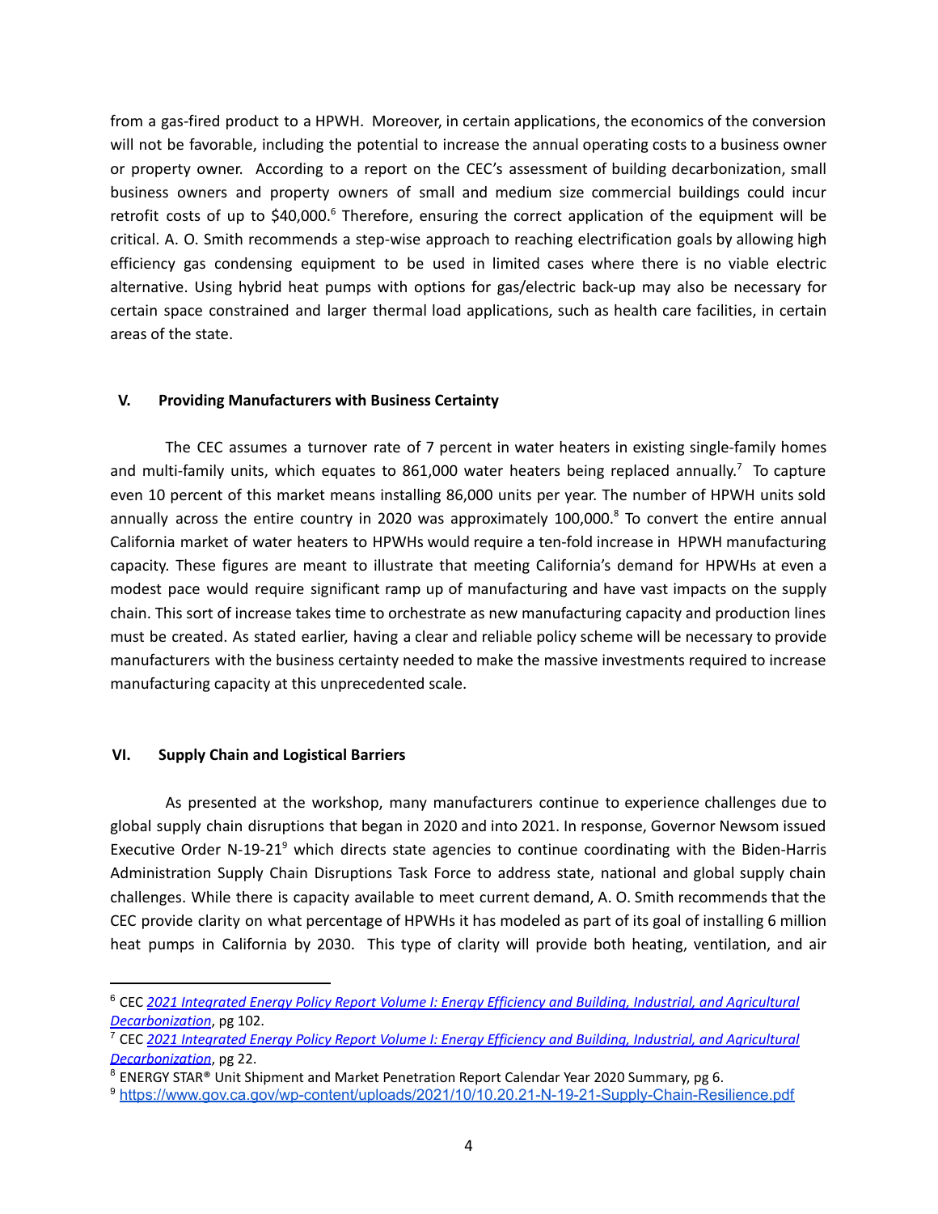from a gas-fired product to a HPWH. Moreover, in certain applications, the economics of the conversion will not be favorable, including the potential to increase the annual operating costs to a business owner or property owner. According to a report on the CEC's assessment of building decarbonization, small business owners and property owners of small and medium size commercial buildings could incur retrofit costs of up to $40,000.[6] Therefore, ensuring the correct application of the equipment will be critical. A. O. Smith recommends a step-wise approach to reaching electrification goals by allowing high efficiency gas condensing equipment to be used in limited cases where there is no viable electric alternative. Using hybrid heat pumps with options for gas/electric back-up may also be necessary for certain space constrained and larger thermal load applications, such as health care facilities, in certain areas of the state.

## V. Providing Manufacturers with Business Certainty

The CEC assumes a turnover rate of 7 percent in water heaters in existing single-family homes and multi-family units, which equates to 861,000 water heaters being replaced annually.[7] To capture even 10 percent of this market means installing 86,000 units per year. The number of HPWH units sold annually across the entire country in 2020 was approximately 100,000.[8] To convert the entire annual California market of water heaters to HPWHs would require a ten-fold increase in HPWH manufacturing capacity. These figures are meant to illustrate that meeting California's demand for HPWHs at even a modest pace would require significant ramp up of manufacturing and have vast impacts on the supply chain. This sort of increase takes time to orchestrate as new manufacturing capacity and production lines must be created. As stated earlier, having a clear and reliable policy scheme will be necessary to provide manufacturers with the business certainty needed to make the massive investments required to increase manufacturing capacity at this unprecedented scale.

## VI. Supply Chain and Logistical Barriers

As presented at the workshop, many manufacturers continue to experience challenges due to global supply chain disruptions that began in 2020 and into 2021. In response, Governor Newsom issued Executive Order N-19-21[9] which directs state agencies to continue coordinating with the Biden-Harris Administration Supply Chain Disruptions Task Force to address state, national and global supply chain challenges. While there is capacity available to meet current demand, A. O. Smith recommends that the CEC provide clarity on what percentage of HPWHs it has modeled as part of its goal of installing 6 million heat pumps in California by 2030. This type of clarity will provide both heating, ventilation, and air

---

[6] CEC *2021 Integrated Energy Policy Report Volume I: Energy Efficiency and Building, Industrial, and Agricultural Decarbonization*, pg 102.

[7] CEC *2021 Integrated Energy Policy Report Volume I: Energy Efficiency and Building, Industrial, and Agricultural Decarbonization*, pg 22.

[8] ENERGY STAR® Unit Shipment and Market Penetration Report Calendar Year 2020 Summary, pg 6.

[9] https://www.gov.ca.gov/wp-content/uploads/2021/10/10.20.21-N-19-21-Supply-Chain-Resilience.pdf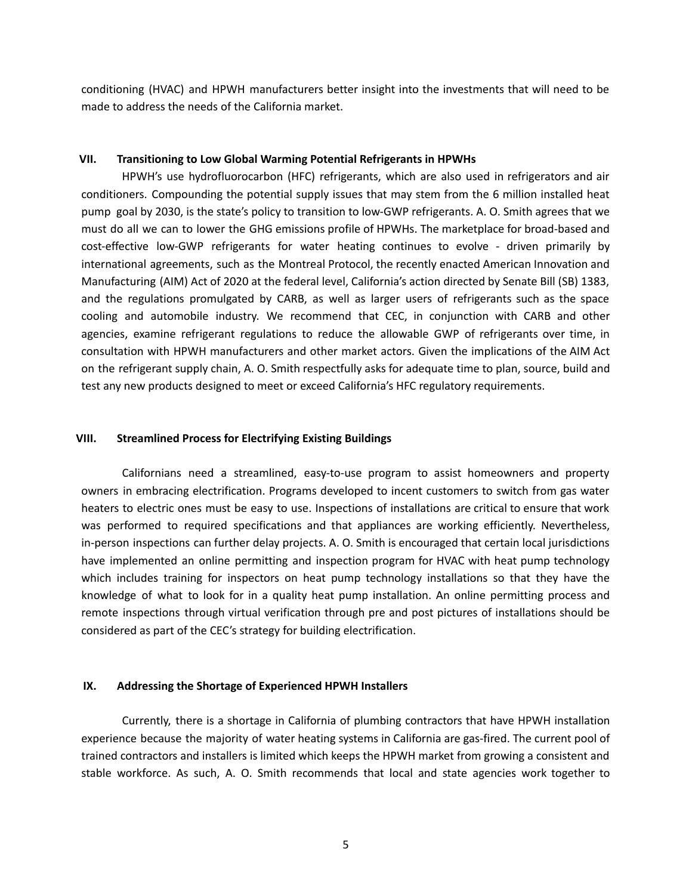conditioning (HVAC) and HPWH manufacturers better insight into the investments that will need to be made to address the needs of the California market.

## VII. Transitioning to Low Global Warming Potential Refrigerants in HPWHs

HPWH's use hydrofluorocarbon (HFC) refrigerants, which are also used in refrigerators and air conditioners. Compounding the potential supply issues that may stem from the 6 million installed heat pump goal by 2030, is the state's policy to transition to low-GWP refrigerants. A. O. Smith agrees that we must do all we can to lower the GHG emissions profile of HPWHs. The marketplace for broad-based and cost-effective low-GWP refrigerants for water heating continues to evolve - driven primarily by international agreements, such as the Montreal Protocol, the recently enacted American Innovation and Manufacturing (AIM) Act of 2020 at the federal level, California's action directed by Senate Bill (SB) 1383, and the regulations promulgated by CARB, as well as larger users of refrigerants such as the space cooling and automobile industry. We recommend that CEC, in conjunction with CARB and other agencies, examine refrigerant regulations to reduce the allowable GWP of refrigerants over time, in consultation with HPWH manufacturers and other market actors. Given the implications of the AIM Act on the refrigerant supply chain, A. O. Smith respectfully asks for adequate time to plan, source, build and test any new products designed to meet or exceed California's HFC regulatory requirements.

## VIII. Streamlined Process for Electrifying Existing Buildings

Californians need a streamlined, easy-to-use program to assist homeowners and property owners in embracing electrification. Programs developed to incent customers to switch from gas water heaters to electric ones must be easy to use. Inspections of installations are critical to ensure that work was performed to required specifications and that appliances are working efficiently. Nevertheless, in-person inspections can further delay projects. A. O. Smith is encouraged that certain local jurisdictions have implemented an online permitting and inspection program for HVAC with heat pump technology which includes training for inspectors on heat pump technology installations so that they have the knowledge of what to look for in a quality heat pump installation. An online permitting process and remote inspections through virtual verification through pre and post pictures of installations should be considered as part of the CEC's strategy for building electrification.

## IX. Addressing the Shortage of Experienced HPWH Installers

Currently, there is a shortage in California of plumbing contractors that have HPWH installation experience because the majority of water heating systems in California are gas-fired. The current pool of trained contractors and installers is limited which keeps the HPWH market from growing a consistent and stable workforce. As such, A. O. Smith recommends that local and state agencies work together to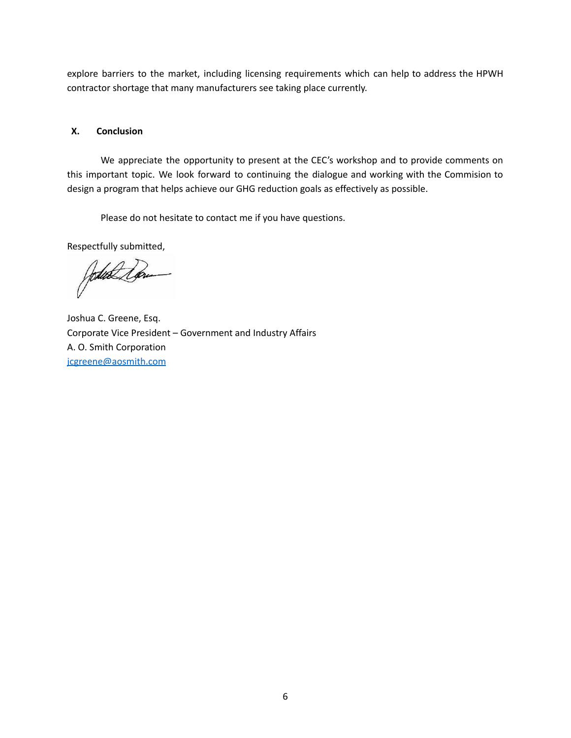explore barriers to the market, including licensing requirements which can help to address the HPWH contractor shortage that many manufacturers see taking place currently.

## X. Conclusion

We appreciate the opportunity to present at the CEC's workshop and to provide comments on this important topic. We look forward to continuing the dialogue and working with the Commision to design a program that helps achieve our GHG reduction goals as effectively as possible.

Please do not hesitate to contact me if you have questions.

Respectfully submitted,

Joshua C. Greene, Esq.
Corporate Vice President – Government and Industry Affairs
A. O. Smith Corporation
jcgreene@aosmith.com